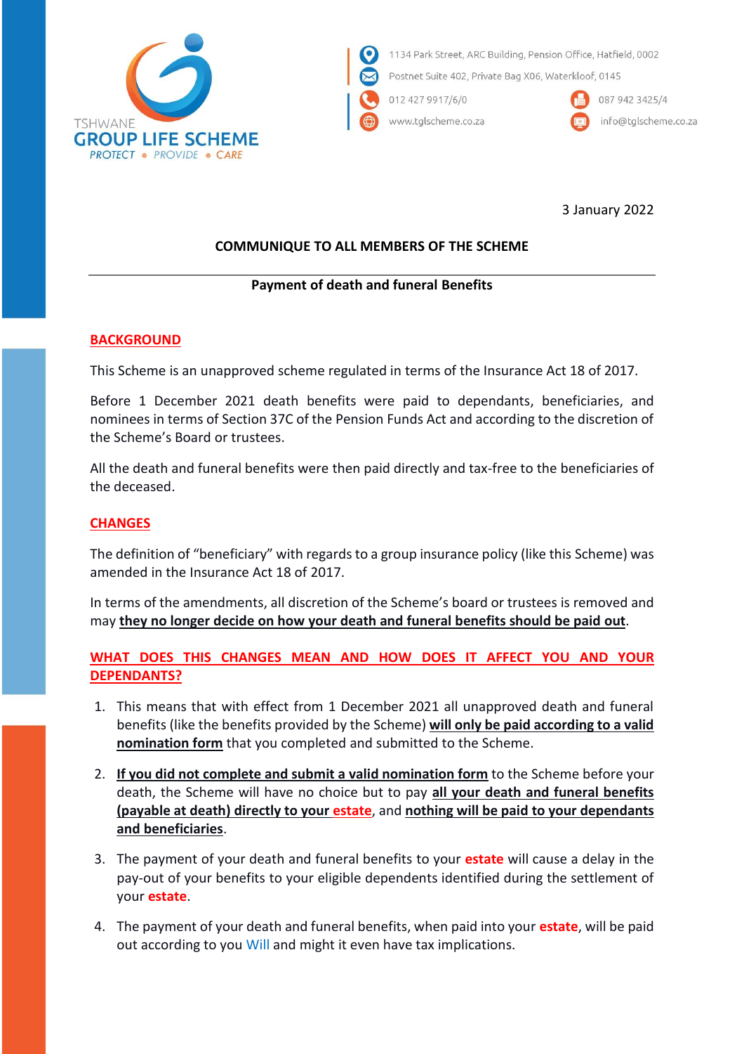TSHWANE
**GROUP LIFE SCHEME**
*PROTECT • PROVIDE • CARE*

1134 Park Street, ARC Building, Pension Office, Hatfield, 0002
Postnet Suite 402, Private Bag X06, Waterkloof, 0145
012 427 9917/6/0
www.tglscheme.co.za
087 942 3425/4
info@tglscheme.co.za

3 January 2022

**COMMUNIQUE TO ALL MEMBERS OF THE SCHEME**

---

**Payment of death and funeral Benefits**

## BACKGROUND

This Scheme is an unapproved scheme regulated in terms of the Insurance Act 18 of 2017.

Before 1 December 2021 death benefits were paid to dependants, beneficiaries, and nominees in terms of Section 37C of the Pension Funds Act and according to the discretion of the Scheme's Board or trustees.

All the death and funeral benefits were then paid directly and tax-free to the beneficiaries of the deceased.

## CHANGES

The definition of "beneficiary" with regards to a group insurance policy (like this Scheme) was amended in the Insurance Act 18 of 2017.

In terms of the amendments, all discretion of the Scheme's board or trustees is removed and may **they no longer decide on how your death and funeral benefits should be paid out**.

## WHAT DOES THIS CHANGES MEAN AND HOW DOES IT AFFECT YOU AND YOUR DEPENDANTS?

1. This means that with effect from 1 December 2021 all unapproved death and funeral benefits (like the benefits provided by the Scheme) **will only be paid according to a valid nomination form** that you completed and submitted to the Scheme.

2. **If you did not complete and submit a valid nomination form** to the Scheme before your death, the Scheme will have no choice but to pay **all your death and funeral benefits (payable at death) directly to your estate**, and **nothing will be paid to your dependants and beneficiaries**.

3. The payment of your death and funeral benefits to your **estate** will cause a delay in the pay-out of your benefits to your eligible dependents identified during the settlement of your **estate**.

4. The payment of your death and funeral benefits, when paid into your **estate**, will be paid out according to you Will and might it even have tax implications.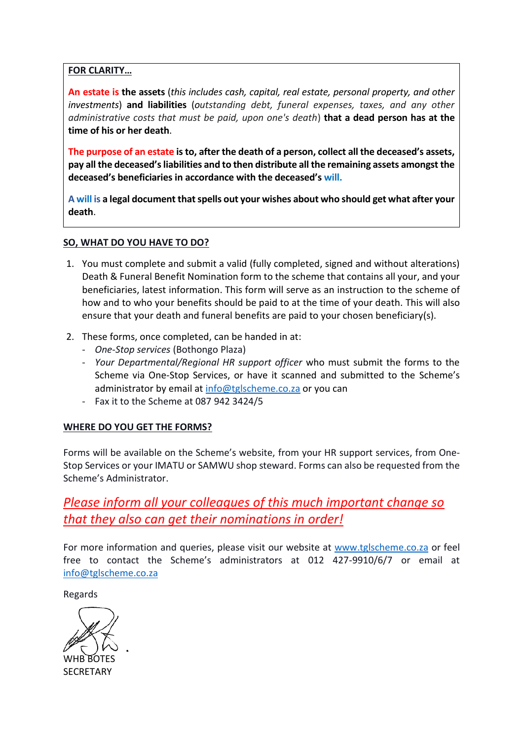**FOR CLARITY…**

**An estate is the assets** (*this includes cash, capital, real estate, personal property, and other investments*) **and liabilities** (*outstanding debt, funeral expenses, taxes, and any other administrative costs that must be paid, upon one's death*) **that a dead person has at the time of his or her death**.

**The purpose of an estate is to, after the death of a person, collect all the deceased's assets, pay all the deceased's liabilities and to then distribute all the remaining assets amongst the deceased's beneficiaries in accordance with the deceased's will.**

**A will is a legal document that spells out your wishes about who should get what after your death**.

**SO, WHAT DO YOU HAVE TO DO?**

1. You must complete and submit a valid (fully completed, signed and without alterations) Death & Funeral Benefit Nomination form to the scheme that contains all your, and your beneficiaries, latest information. This form will serve as an instruction to the scheme of how and to who your benefits should be paid to at the time of your death. This will also ensure that your death and funeral benefits are paid to your chosen beneficiary(s).
2. These forms, once completed, can be handed in at:
   - *One-Stop services* (Bothongo Plaza)
   - *Your Departmental/Regional HR support officer* who must submit the forms to the Scheme via One-Stop Services, or have it scanned and submitted to the Scheme's administrator by email at info@tglscheme.co.za or you can
   - Fax it to the Scheme at 087 942 3424/5

**WHERE DO YOU GET THE FORMS?**

Forms will be available on the Scheme's website, from your HR support services, from One-Stop Services or your IMATU or SAMWU shop steward. Forms can also be requested from the Scheme's Administrator.

***Please inform all your colleagues of this much important change so that they also can get their nominations in order!***

For more information and queries, please visit our website at www.tglscheme.co.za or feel free to contact the Scheme's administrators at 012 427-9910/6/7 or email at info@tglscheme.co.za

Regards

WHB BOTES
SECRETARY